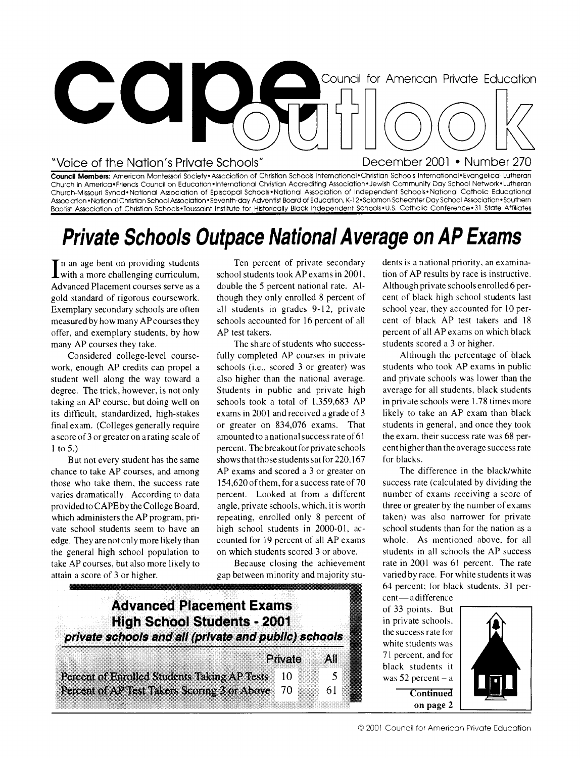# cape outlook

Council for American Private Education

"Voice of the Nation's Private Schools" December 2001 • Number 270

**Council Members:** American Montessori Society • Association of Christian Schools International • Christian Schools International • Evangelical Lutheran Church in America • Friends Council on Education • International Christian Accrediting Association • Jewish Community Day School Network • Lutheran Church-Missouri Synod • National Association of Episcopal Schools • National Association of Independent Schools • National Catholic Educational Association • National Christian School Association • Seventh-day Adventist Board of Education, K-12 • Solomon Schechter Day School Association • Southern Baptist Association of Christian Schools • Toussaint Institute for Historically Black Independent Schools • U.S. Catholic Conference • 31 State Affiliates

## *Private Schools Outpace National Average on AP Exams*

In an age bent on providing students with a more challenging curriculum, Advanced Placement courses serve as a gold standard of rigorous coursework. Exemplary secondary schools are often measured by how many AP courses they offer, and exemplary students, by how many AP courses they take.

Considered college-level coursework, enough AP credits can propel a student well along the way toward a degree. The trick, however, is not only taking an AP course, but doing well on its difficult, standardized, high-stakes final exam. (Colleges generally require a score of 3 or greater on a rating scale of 1 to 5.)

But not every student has the same chance to take AP courses, and among those who take them, the success rate varies dramatically. According to data provided to CAPE by the College Board, which administers the AP program, private school students seem to have an edge. They are not only more likely than the general high school population to take AP courses, but also more likely to attain a score of 3 or higher.

Ten percent of private secondary school students took AP exams in 2001, double the 5 percent national rate. Although they only enrolled 8 percent of all students in grades 9-12, private schools accounted for 16 percent of all AP test takers.

The share of students who successfully completed AP courses in private schools (i.e., scored 3 or greater) was also higher than the national average. Students in public and private high schools took a total of 1,359,683 AP exams in 2001 and received a grade of 3 or greater on 834,076 exams. That amounted to a national success rate of 61 percent. The breakout for private schools shows that those students sat for 220,167 AP exams and scored a 3 or greater on 154,620 of them, for a success rate of 70 percent. Looked at from a different angle, private schools, which, it is worth repeating, enrolled only 8 percent of high school students in 2000-01, accounted for 19 percent of all AP exams on which students scored 3 or above.

Because closing the achievement gap between minority and majority students is a national priority, an examination of AP results by race is instructive. Although private schools enrolled 6 percent of black high school students last school year, they accounted for 10 percent of black AP test takers and 18 percent of all AP exams on which black students scored a 3 or higher.

Although the percentage of black students who took AP exams in public and private schools was lower than the average for all students, black students in private schools were 1.78 times more likely to take an AP exam than black students in general, and once they took the exam, their success rate was 68 percent higher than the average success rate for blacks.

The difference in the black/white success rate (calculated by dividing the number of exams receiving a score of three or greater by the number of exams taken) was also narrower for private school students than for the nation as a whole. As mentioned above, for all students in all schools the AP success rate in 2001 was 61 percent. The rate varied by race. For white students it was 64 percent; for black students, 31 percent—a difference of 33 points. But in private schools, the success rate for white students was 71 percent, and for black students it was 52 percent – a

**Continued on page 2**

**Advanced Placement Exams**
**High School Students - 2001**
***private schools and all (private and public) schools***

| | Private | All |
|---|---|---|
| Percent of Enrolled Students Taking AP Tests | 10 | 5 |
| Percent of AP Test Takers Scoring 3 or Above | 70 | 61 |

© 2001 Council for American Private Education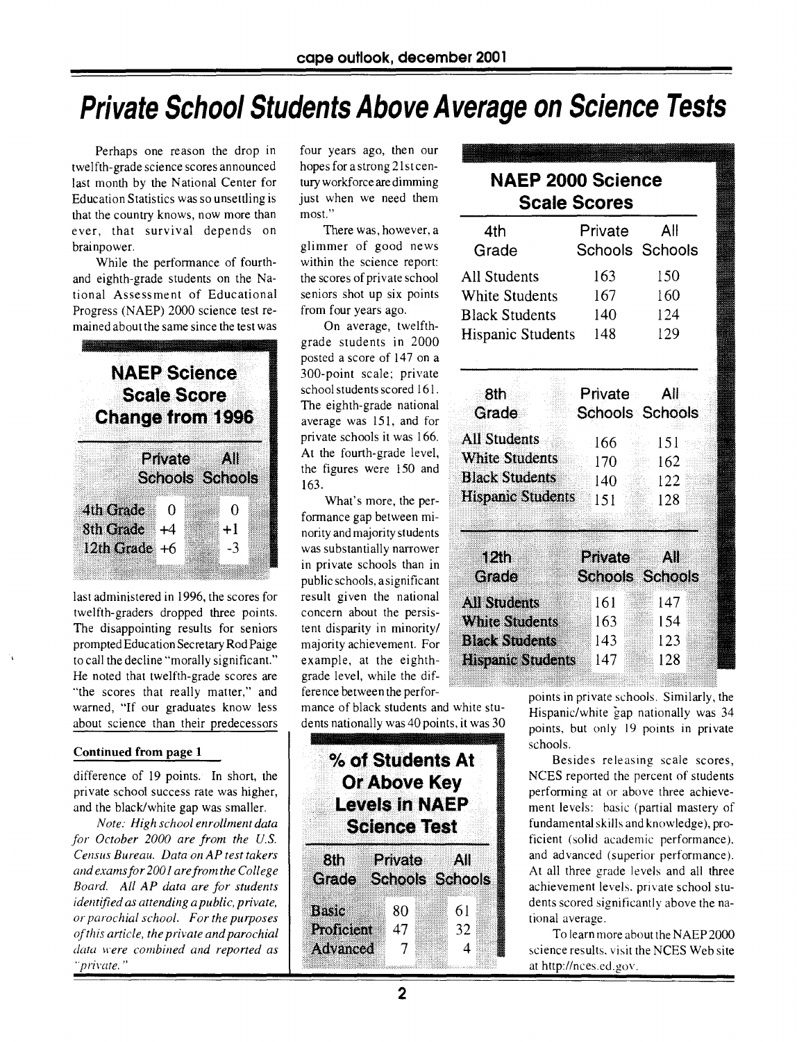# Private School Students Above Average on Science Tests

Perhaps one reason the drop in twelfth-grade science scores announced last month by the National Center for Education Statistics was so unsettling is that the country knows, now more than ever, that survival depends on brainpower.

While the performance of fourth- and eighth-grade students on the National Assessment of Educational Progress (NAEP) 2000 science test remained about the same since the test was last administered in 1996, the scores for twelfth-graders dropped three points. The disappointing results for seniors prompted Education Secretary Rod Paige to call the decline "morally significant." He noted that twelfth-grade scores are "the scores that really matter," and warned, "If our graduates know less about science than their predecessors four years ago, then our hopes for a strong 21st century workforce are dimming just when we need them most."

There was, however, a glimmer of good news within the science report: the scores of private school seniors shot up six points from four years ago.

On average, twelfth-grade students in 2000 posted a score of 147 on a 300-point scale; private school students scored 161. The eighth-grade national average was 151, and for private schools it was 166. At the fourth-grade level, the figures were 150 and 163.

What's more, the performance gap between minority and majority students was substantially narrower in private schools than in public schools, a significant result given the national concern about the persistent disparity in minority/majority achievement. For example, at the eighth-grade level, while the difference between the performance of black students and white students nationally was 40 points, it was 30 points in private schools. Similarly, the Hispanic/white gap nationally was 34 points, but only 19 points in private schools.

Besides releasing scale scores, NCES reported the percent of students performing at or above three achievement levels: basic (partial mastery of fundamental skills and knowledge), proficient (solid academic performance), and advanced (superior performance). At all three grade levels and all three achievement levels, private school students scored significantly above the national average.

To learn more about the NAEP 2000 science results, visit the NCES Web site at http://nces.ed.gov.

### NAEP Science Scale Score Change from 1996

| | Private Schools | All Schools |
|---|---|---|
| 4th Grade | 0 | 0 |
| 8th Grade | +4 | +1 |
| 12th Grade | +6 | -3 |

### NAEP 2000 Science Scale Scores

| 4th Grade | Private Schools | All Schools |
|---|---|---|
| All Students | 163 | 150 |
| White Students | 167 | 160 |
| Black Students | 140 | 124 |
| Hispanic Students | 148 | 129 |

| 8th Grade | Private Schools | All Schools |
|---|---|---|
| All Students | 166 | 151 |
| White Students | 170 | 162 |
| Black Students | 140 | 122 |
| Hispanic Students | 151 | 128 |

| 12th Grade | Private Schools | All Schools |
|---|---|---|
| All Students | 161 | 147 |
| White Students | 163 | 154 |
| Black Students | 143 | 123 |
| Hispanic Students | 147 | 128 |

### % of Students At Or Above Key Levels in NAEP Science Test

| 8th Grade | Private Schools | All Schools |
|---|---|---|
| Basic | 80 | 61 |
| Proficient | 47 | 32 |
| Advanced | 7 | 4 |

**Continued from page 1**

difference of 19 points. In short, the private school success rate was higher, and the black/white gap was smaller.

*Note: High school enrollment data for October 2000 are from the U.S. Census Bureau. Data on AP test takers and exams for 2001 are from the College Board. All AP data are for students identified as attending a public, private, or parochial school. For the purposes of this article, the private and parochial data were combined and reported as "private."*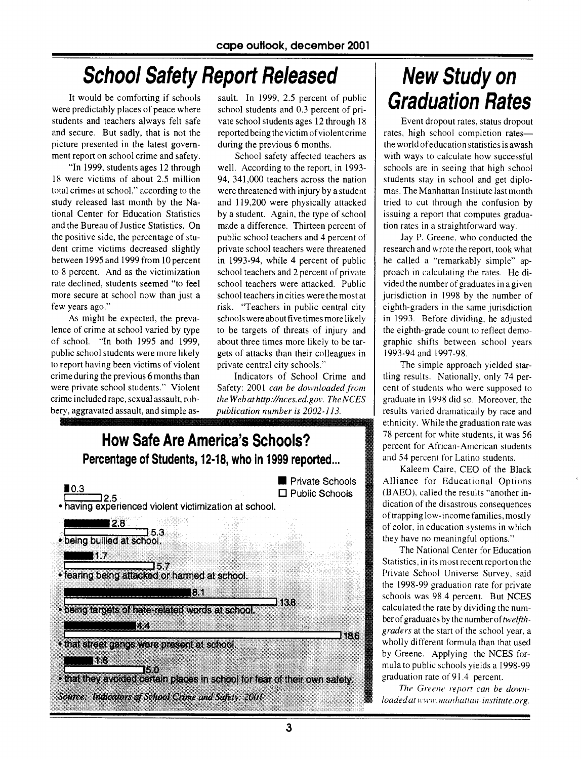# School Safety Report Released

It would be comforting if schools were predictably places of peace where students and teachers always felt safe and secure. But sadly, that is not the picture presented in the latest government report on school crime and safety.

"In 1999, students ages 12 through 18 were victims of about 2.5 million total crimes at school," according to the study released last month by the National Center for Education Statistics and the Bureau of Justice Statistics. On the positive side, the percentage of student crime victims decreased slightly between 1995 and 1999 from 10 percent to 8 percent. And as the victimization rate declined, students seemed "to feel more secure at school now than just a few years ago."

As might be expected, the prevalence of crime at school varied by type of school. "In both 1995 and 1999, public school students were more likely to report having been victims of violent crime during the previous 6 months than were private school students." Violent crime included rape, sexual assault, robbery, aggravated assault, and simple assault. In 1999, 2.5 percent of public school students and 0.3 percent of private school students ages 12 through 18 reported being the victim of violent crime during the previous 6 months.

School safety affected teachers as well. According to the report, in 1993-94, 341,000 teachers across the nation were threatened with injury by a student and 119,200 were physically attacked by a student. Again, the type of school made a difference. Thirteen percent of public school teachers and 4 percent of private school teachers were threatened in 1993-94, while 4 percent of public school teachers and 2 percent of private school teachers were attacked. Public school teachers in cities were the most at risk. "Teachers in public central city schools were about five times more likely to be targets of threats of injury and about three times more likely to be targets of attacks than their colleagues in private central city schools."

Indicators of School Crime and Safety: 2001 *can be downloaded from the Web at http://nces.ed.gov. The NCES publication number is 2002-113.*

## How Safe Are America's Schools?

### Percentage of Students, 12-18, who in 1999 reported...

| | Private Schools | Public Schools |
|---|---|---|
| having experienced violent victimization at school. | 0.3 | 2.5 |
| being bullied at school. | 2.8 | 5.3 |
| fearing being attacked or harmed at school. | 1.7 | 5.7 |
| being targets of hate-related words at school. | 8.1 | 13.8 |
| that street gangs were present at school. | 4.4 | 18.6 |
| that they avoided certain places in school for fear of their own safety. | 1.6 | 5.0 |

*Source: Indicators of School Crime and Safety: 2001*

# New Study on Graduation Rates

Event dropout rates, status dropout rates, high school completion rates—the world of education statistics is awash with ways to calculate how successful schools are in seeing that high school students stay in school and get diplomas. The Manhattan Institute last month tried to cut through the confusion by issuing a report that computes graduation rates in a straightforward way.

Jay P. Greene, who conducted the research and wrote the report, took what he called a "remarkably simple" approach in calculating the rates. He divided the number of graduates in a given jurisdiction in 1998 by the number of eighth-graders in the same jurisdiction in 1993. Before dividing, he adjusted the eighth-grade count to reflect demographic shifts between school years 1993-94 and 1997-98.

The simple approach yielded startling results. Nationally, only 74 percent of students who were supposed to graduate in 1998 did so. Moreover, the results varied dramatically by race and ethnicity. While the graduation rate was 78 percent for white students, it was 56 percent for African-American students and 54 percent for Latino students.

Kaleem Caire, CEO of the Black Alliance for Educational Options (BAEO), called the results "another indication of the disastrous consequences of trapping low-income families, mostly of color, in education systems in which they have no meaningful options."

The National Center for Education Statistics, in its most recent report on the Private School Universe Survey, said the 1998-99 graduation rate for private schools was 98.4 percent. But NCES calculated the rate by dividing the number of graduates by the number of *twelfth-graders* at the start of the school year, a wholly different formula than that used by Greene. Applying the NCES formula to public schools yields a 1998-99 graduation rate of 91.4 percent.

*The Greene report can be downloaded at www.manhattan-institute.org.*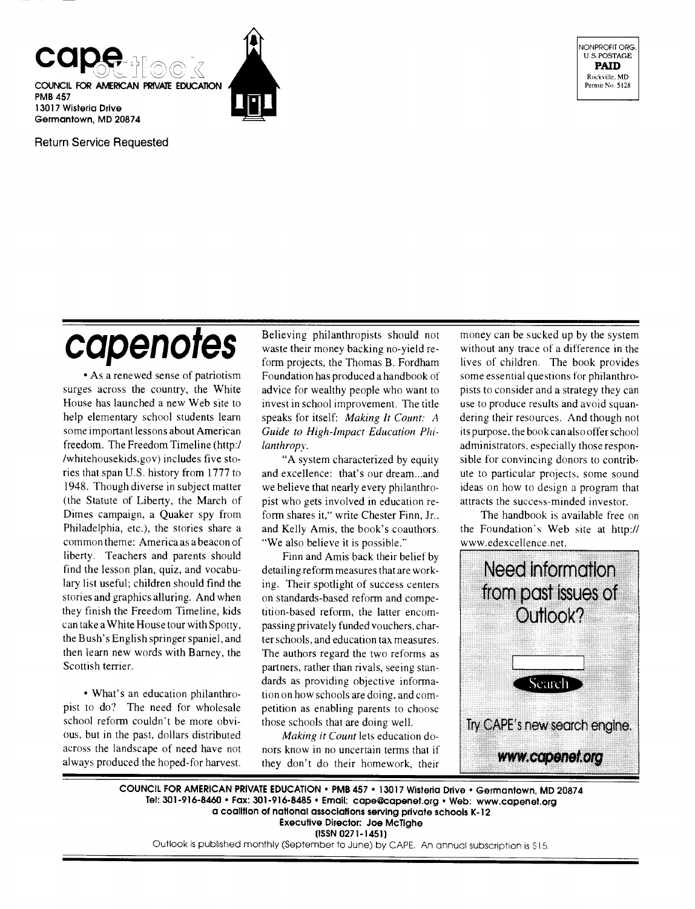**cape outlook**

COUNCIL FOR AMERICAN PRIVATE EDUCATION
PMB 457
13017 Wisteria Drive
Germantown, MD 20874

Return Service Requested

NONPROFIT ORG.
U.S. POSTAGE
**PAID**
Rockville, MD
Permit No. 5128

# capenotes

• As a renewed sense of patriotism surges across the country, the White House has launched a new Web site to help elementary school students learn some important lessons about American freedom. The Freedom Timeline (http://whitehousekids.gov) includes five stories that span U.S. history from 1777 to 1948. Though diverse in subject matter (the Statute of Liberty, the March of Dimes campaign, a Quaker spy from Philadelphia, etc.), the stories share a common theme: America as a beacon of liberty. Teachers and parents should find the lesson plan, quiz, and vocabulary list useful; children should find the stories and graphics alluring. And when they finish the Freedom Timeline, kids can take a White House tour with Spotty, the Bush's English springer spaniel, and then learn new words with Barney, the Scottish terrier.

• What's an education philanthropist to do? The need for wholesale school reform couldn't be more obvious, but in the past, dollars distributed across the landscape of need have not always produced the hoped-for harvest. Believing philanthropists should not waste their money backing no-yield reform projects, the Thomas B. Fordham Foundation has produced a handbook of advice for wealthy people who want to invest in school improvement. The title speaks for itself: *Making It Count: A Guide to High-Impact Education Philanthropy*.

"A system characterized by equity and excellence: that's our dream...and we believe that nearly every philanthropist who gets involved in education reform shares it," write Chester Finn, Jr., and Kelly Amis, the book's coauthors. "We also believe it is possible."

Finn and Amis back their belief by detailing reform measures that are working. Their spotlight of success centers on standards-based reform and competition-based reform, the latter encompassing privately funded vouchers, charter schools, and education tax measures. The authors regard the two reforms as partners, rather than rivals, seeing standards as providing objective information on how schools are doing, and competition as enabling parents to choose those schools that are doing well.

*Making it Count* lets education donors know in no uncertain terms that if they don't do their homework, their money can be sucked up by the system without any trace of a difference in the lives of children. The book provides some essential questions for philanthropists to consider and a strategy they can use to produce results and avoid squandering their resources. And though not its purpose, the book can also offer school administrators, especially those responsible for convincing donors to contribute to particular projects, some sound ideas on how to design a program that attracts the success-minded investor.

The handbook is available free on the Foundation's Web site at http://www.edexcellence.net.

**Need information from past issues of Outlook?**

Search

Try CAPE's new search engine.

***www.capenet.org***

---

**COUNCIL FOR AMERICAN PRIVATE EDUCATION • PMB 457 • 13017 Wisteria Drive • Germantown, MD 20874**
**Tel: 301-916-8460 • Fax: 301-916-8485 • Email: cape@capenet.org • Web: www.capenet.org**
**a coalition of national associations serving private schools K-12**
**Executive Director: Joe McTighe**
**(ISSN 0271-1451)**
Outlook is published monthly (September to June) by CAPE. An annual subscription is $15.